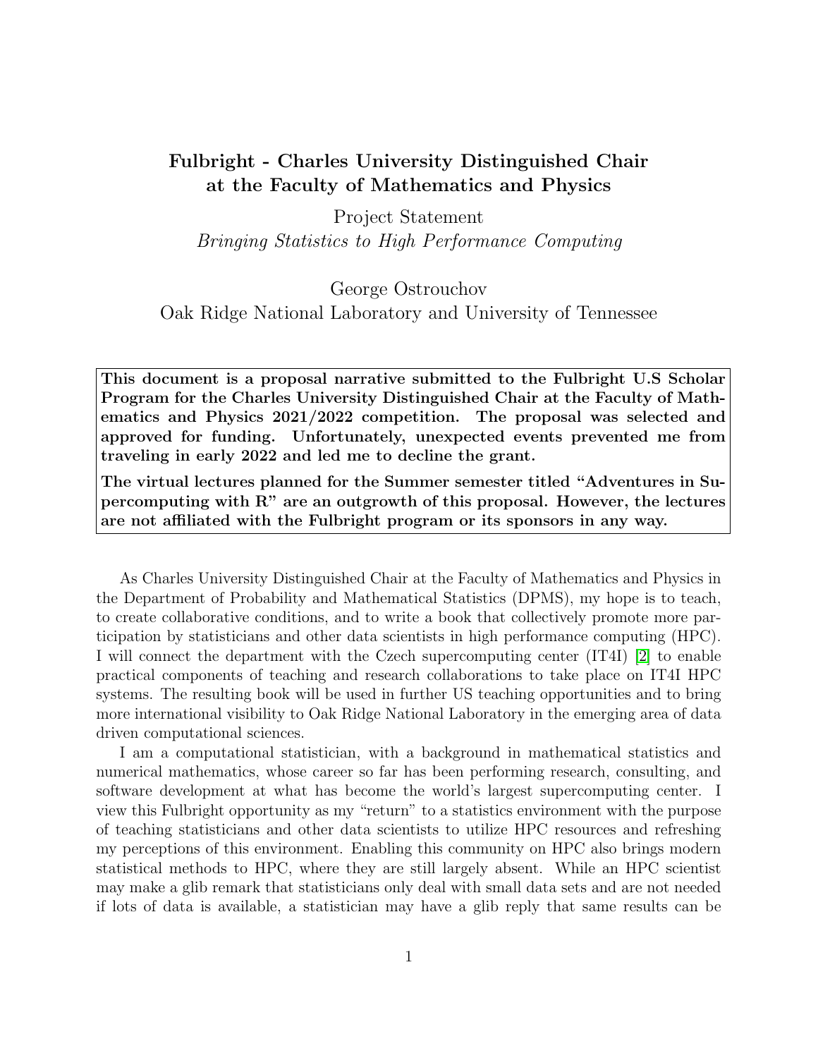# Fulbright - Charles University Distinguished Chair at the Faculty of Mathematics and Physics

Project Statement

*Bringing Statistics to High Performance Computing*

George Ostrouchov

Oak Ridge National Laboratory and University of Tennessee

**This document is a proposal narrative submitted to the Fulbright U.S Scholar Program for the Charles University Distinguished Chair at the Faculty of Mathematics and Physics 2021/2022 competition. The proposal was selected and approved for funding. Unfortunately, unexpected events prevented me from traveling in early 2022 and led me to decline the grant.**

**The virtual lectures planned for the Summer semester titled "Adventures in Supercomputing with R" are an outgrowth of this proposal. However, the lectures are not affiliated with the Fulbright program or its sponsors in any way.**

As Charles University Distinguished Chair at the Faculty of Mathematics and Physics in the Department of Probability and Mathematical Statistics (DPMS), my hope is to teach, to create collaborative conditions, and to write a book that collectively promote more participation by statisticians and other data scientists in high performance computing (HPC). I will connect the department with the Czech supercomputing center (IT4I) [2] to enable practical components of teaching and research collaborations to take place on IT4I HPC systems. The resulting book will be used in further US teaching opportunities and to bring more international visibility to Oak Ridge National Laboratory in the emerging area of data driven computational sciences.

I am a computational statistician, with a background in mathematical statistics and numerical mathematics, whose career so far has been performing research, consulting, and software development at what has become the world's largest supercomputing center. I view this Fulbright opportunity as my "return" to a statistics environment with the purpose of teaching statisticians and other data scientists to utilize HPC resources and refreshing my perceptions of this environment. Enabling this community on HPC also brings modern statistical methods to HPC, where they are still largely absent. While an HPC scientist may make a glib remark that statisticians only deal with small data sets and are not needed if lots of data is available, a statistician may have a glib reply that same results can be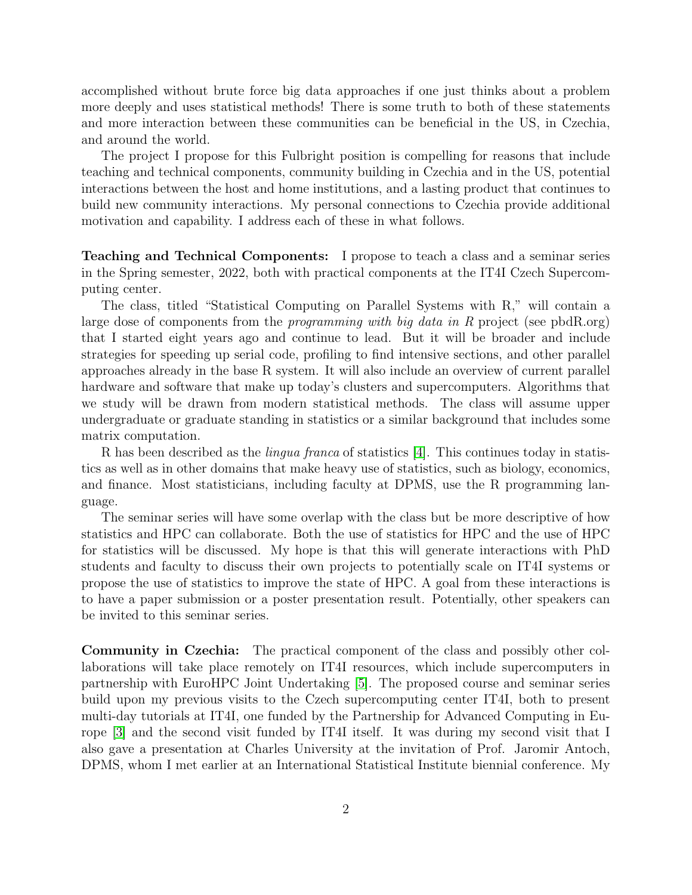accomplished without brute force big data approaches if one just thinks about a problem more deeply and uses statistical methods! There is some truth to both of these statements and more interaction between these communities can be beneficial in the US, in Czechia, and around the world.

The project I propose for this Fulbright position is compelling for reasons that include teaching and technical components, community building in Czechia and in the US, potential interactions between the host and home institutions, and a lasting product that continues to build new community interactions. My personal connections to Czechia provide additional motivation and capability. I address each of these in what follows.

**Teaching and Technical Components:** I propose to teach a class and a seminar series in the Spring semester, 2022, both with practical components at the IT4I Czech Supercomputing center.

The class, titled "Statistical Computing on Parallel Systems with R," will contain a large dose of components from the *programming with big data in R* project (see pbdR.org) that I started eight years ago and continue to lead. But it will be broader and include strategies for speeding up serial code, profiling to find intensive sections, and other parallel approaches already in the base R system. It will also include an overview of current parallel hardware and software that make up today's clusters and supercomputers. Algorithms that we study will be drawn from modern statistical methods. The class will assume upper undergraduate or graduate standing in statistics or a similar background that includes some matrix computation.

R has been described as the *lingua franca* of statistics [4]. This continues today in statistics as well as in other domains that make heavy use of statistics, such as biology, economics, and finance. Most statisticians, including faculty at DPMS, use the R programming language.

The seminar series will have some overlap with the class but be more descriptive of how statistics and HPC can collaborate. Both the use of statistics for HPC and the use of HPC for statistics will be discussed. My hope is that this will generate interactions with PhD students and faculty to discuss their own projects to potentially scale on IT4I systems or propose the use of statistics to improve the state of HPC. A goal from these interactions is to have a paper submission or a poster presentation result. Potentially, other speakers can be invited to this seminar series.

**Community in Czechia:** The practical component of the class and possibly other collaborations will take place remotely on IT4I resources, which include supercomputers in partnership with EuroHPC Joint Undertaking [5]. The proposed course and seminar series build upon my previous visits to the Czech supercomputing center IT4I, both to present multi-day tutorials at IT4I, one funded by the Partnership for Advanced Computing in Europe [3] and the second visit funded by IT4I itself. It was during my second visit that I also gave a presentation at Charles University at the invitation of Prof. Jaromir Antoch, DPMS, whom I met earlier at an International Statistical Institute biennial conference. My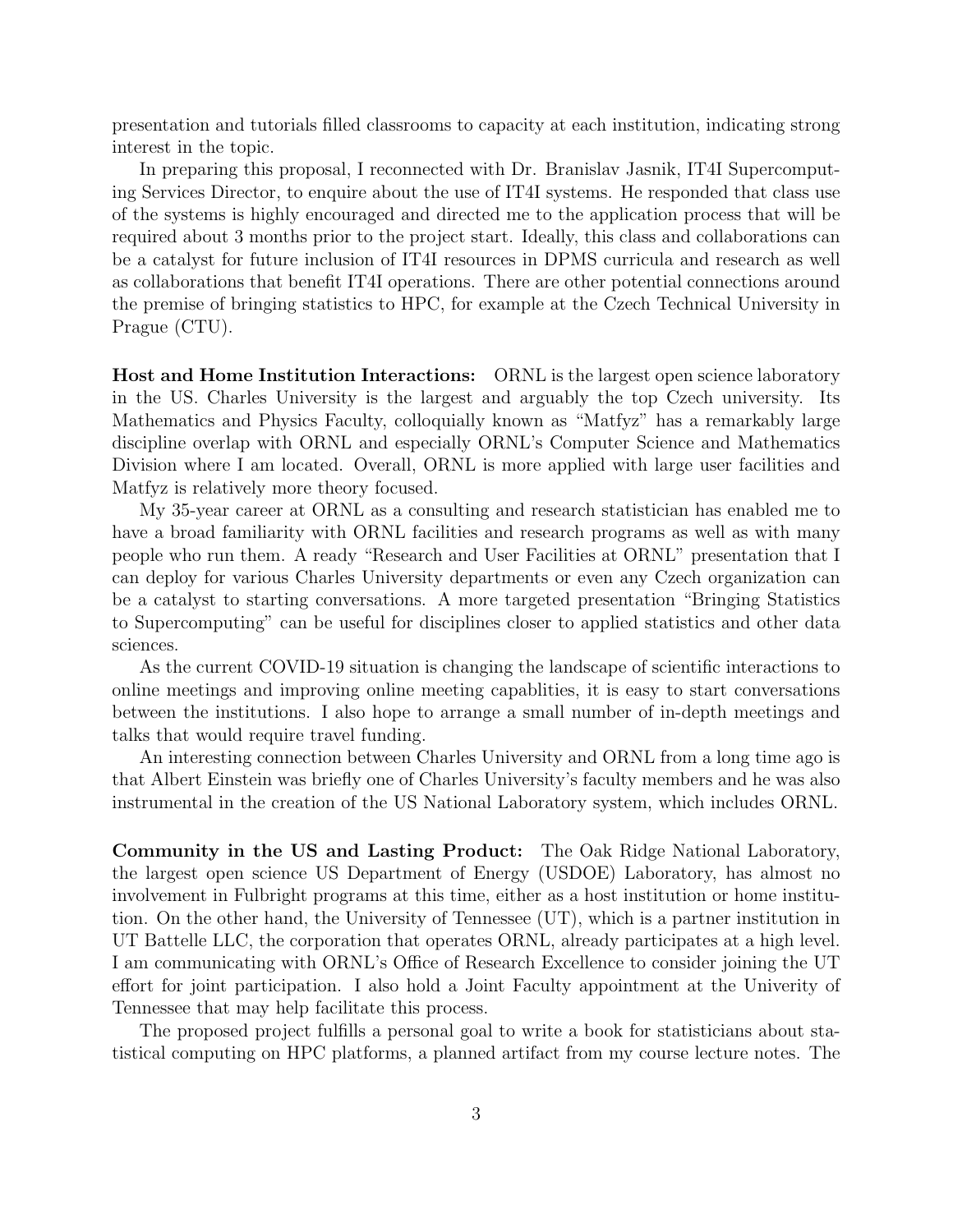presentation and tutorials filled classrooms to capacity at each institution, indicating strong interest in the topic.

In preparing this proposal, I reconnected with Dr. Branislav Jasnik, IT4I Supercomputing Services Director, to enquire about the use of IT4I systems. He responded that class use of the systems is highly encouraged and directed me to the application process that will be required about 3 months prior to the project start. Ideally, this class and collaborations can be a catalyst for future inclusion of IT4I resources in DPMS curricula and research as well as collaborations that benefit IT4I operations. There are other potential connections around the premise of bringing statistics to HPC, for example at the Czech Technical University in Prague (CTU).

**Host and Home Institution Interactions:** ORNL is the largest open science laboratory in the US. Charles University is the largest and arguably the top Czech university. Its Mathematics and Physics Faculty, colloquially known as "Matfyz" has a remarkably large discipline overlap with ORNL and especially ORNL's Computer Science and Mathematics Division where I am located. Overall, ORNL is more applied with large user facilities and Matfyz is relatively more theory focused.

My 35-year career at ORNL as a consulting and research statistician has enabled me to have a broad familiarity with ORNL facilities and research programs as well as with many people who run them. A ready "Research and User Facilities at ORNL" presentation that I can deploy for various Charles University departments or even any Czech organization can be a catalyst to starting conversations. A more targeted presentation "Bringing Statistics to Supercomputing" can be useful for disciplines closer to applied statistics and other data sciences.

As the current COVID-19 situation is changing the landscape of scientific interactions to online meetings and improving online meeting capablities, it is easy to start conversations between the institutions. I also hope to arrange a small number of in-depth meetings and talks that would require travel funding.

An interesting connection between Charles University and ORNL from a long time ago is that Albert Einstein was briefly one of Charles University's faculty members and he was also instrumental in the creation of the US National Laboratory system, which includes ORNL.

**Community in the US and Lasting Product:** The Oak Ridge National Laboratory, the largest open science US Department of Energy (USDOE) Laboratory, has almost no involvement in Fulbright programs at this time, either as a host institution or home institution. On the other hand, the University of Tennessee (UT), which is a partner institution in UT Battelle LLC, the corporation that operates ORNL, already participates at a high level. I am communicating with ORNL's Office of Research Excellence to consider joining the UT effort for joint participation. I also hold a Joint Faculty appointment at the Univerity of Tennessee that may help facilitate this process.

The proposed project fulfills a personal goal to write a book for statisticians about statistical computing on HPC platforms, a planned artifact from my course lecture notes. The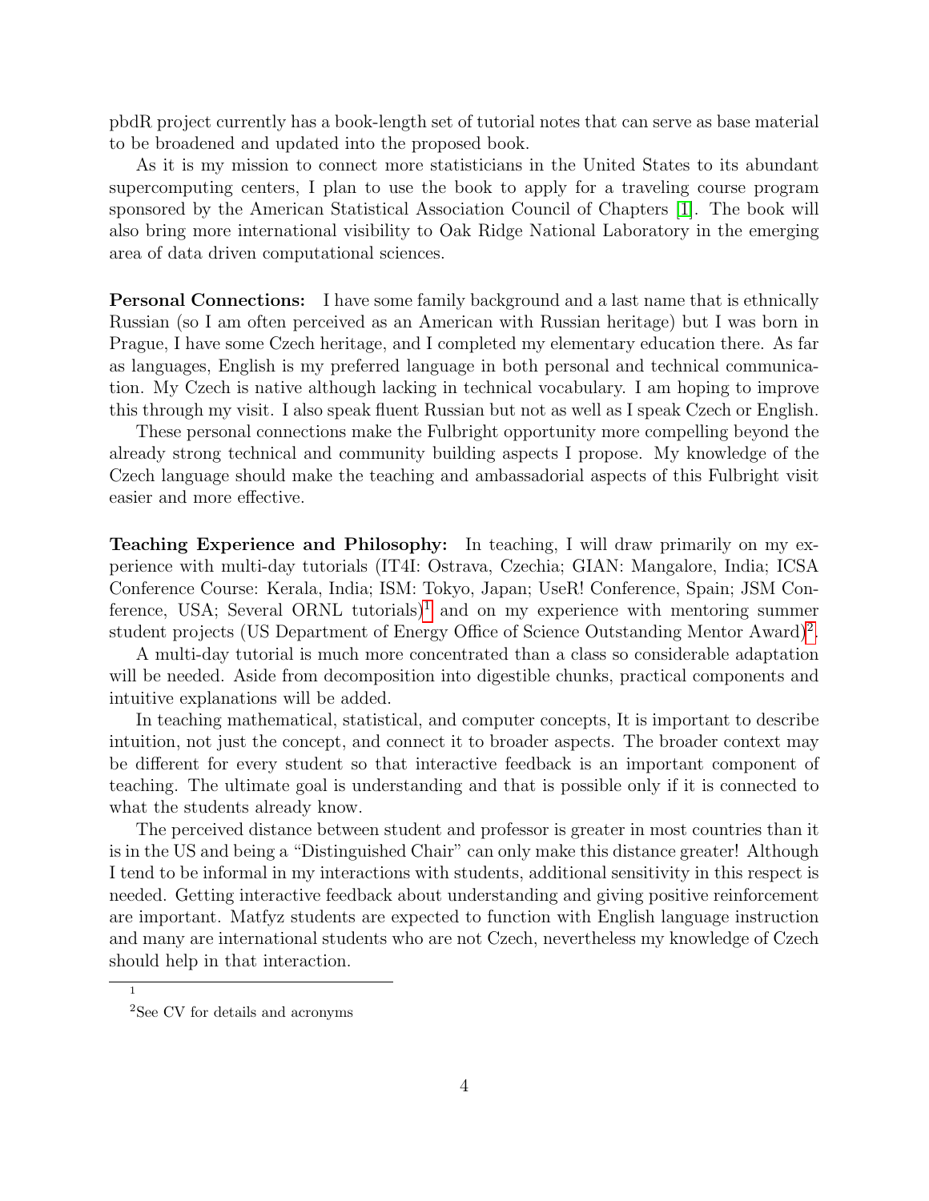pbdR project currently has a book-length set of tutorial notes that can serve as base material to be broadened and updated into the proposed book.

As it is my mission to connect more statisticians in the United States to its abundant supercomputing centers, I plan to use the book to apply for a traveling course program sponsored by the American Statistical Association Council of Chapters [1]. The book will also bring more international visibility to Oak Ridge National Laboratory in the emerging area of data driven computational sciences.

**Personal Connections:** I have some family background and a last name that is ethnically Russian (so I am often perceived as an American with Russian heritage) but I was born in Prague, I have some Czech heritage, and I completed my elementary education there. As far as languages, English is my preferred language in both personal and technical communication. My Czech is native although lacking in technical vocabulary. I am hoping to improve this through my visit. I also speak fluent Russian but not as well as I speak Czech or English.

These personal connections make the Fulbright opportunity more compelling beyond the already strong technical and community building aspects I propose. My knowledge of the Czech language should make the teaching and ambassadorial aspects of this Fulbright visit easier and more effective.

**Teaching Experience and Philosophy:** In teaching, I will draw primarily on my experience with multi-day tutorials (IT4I: Ostrava, Czechia; GIAN: Mangalore, India; ICSA Conference Course: Kerala, India; ISM: Tokyo, Japan; UseR! Conference, Spain; JSM Conference, USA; Several ORNL tutorials)[1] and on my experience with mentoring summer student projects (US Department of Energy Office of Science Outstanding Mentor Award)[2].

A multi-day tutorial is much more concentrated than a class so considerable adaptation will be needed. Aside from decomposition into digestible chunks, practical components and intuitive explanations will be added.

In teaching mathematical, statistical, and computer concepts, It is important to describe intuition, not just the concept, and connect it to broader aspects. The broader context may be different for every student so that interactive feedback is an important component of teaching. The ultimate goal is understanding and that is possible only if it is connected to what the students already know.

The perceived distance between student and professor is greater in most countries than it is in the US and being a "Distinguished Chair" can only make this distance greater! Although I tend to be informal in my interactions with students, additional sensitivity in this respect is needed. Getting interactive feedback about understanding and giving positive reinforcement are important. Matfyz students are expected to function with English language instruction and many are international students who are not Czech, nevertheless my knowledge of Czech should help in that interaction.

---

[1]

[2] See CV for details and acronyms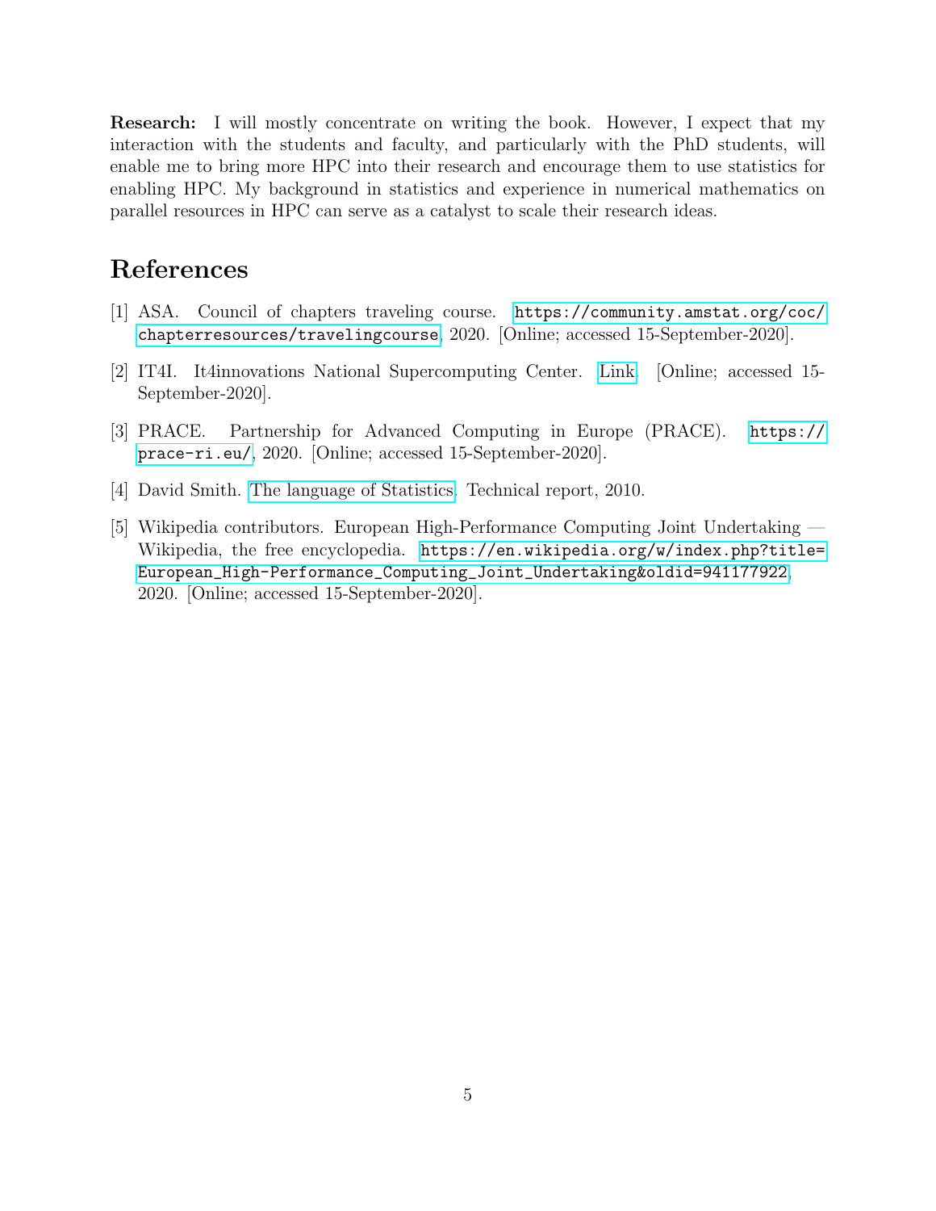**Research:** I will mostly concentrate on writing the book. However, I expect that my interaction with the students and faculty, and particularly with the PhD students, will enable me to bring more HPC into their research and encourage them to use statistics for enabling HPC. My background in statistics and experience in numerical mathematics on parallel resources in HPC can serve as a catalyst to scale their research ideas.

## References

[1] ASA. Council of chapters traveling course. https://community.amstat.org/coc/chapterresources/travelingcourse, 2020. [Online; accessed 15-September-2020].

[2] IT4I. It4innovations National Supercomputing Center. Link. [Online; accessed 15-September-2020].

[3] PRACE. Partnership for Advanced Computing in Europe (PRACE). https://prace-ri.eu/, 2020. [Online; accessed 15-September-2020].

[4] David Smith. The language of Statistics. Technical report, 2010.

[5] Wikipedia contributors. European High-Performance Computing Joint Undertaking — Wikipedia, the free encyclopedia. https://en.wikipedia.org/w/index.php?title=European_High-Performance_Computing_Joint_Undertaking&oldid=941177922, 2020. [Online; accessed 15-September-2020].